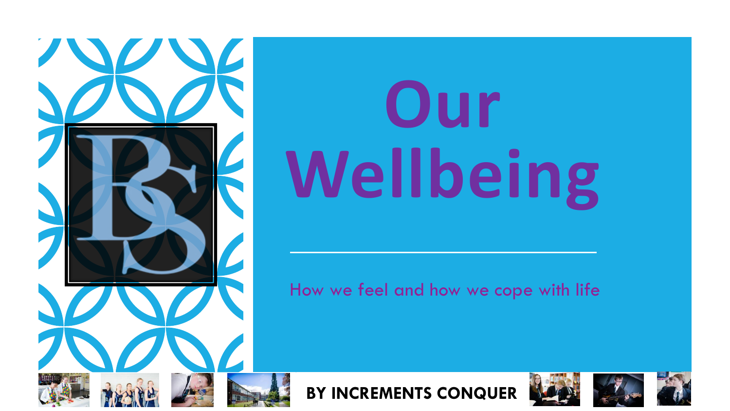# Our Wellbeing

How we feel and how we cope with life

**BY INCREMENTS CONQUER**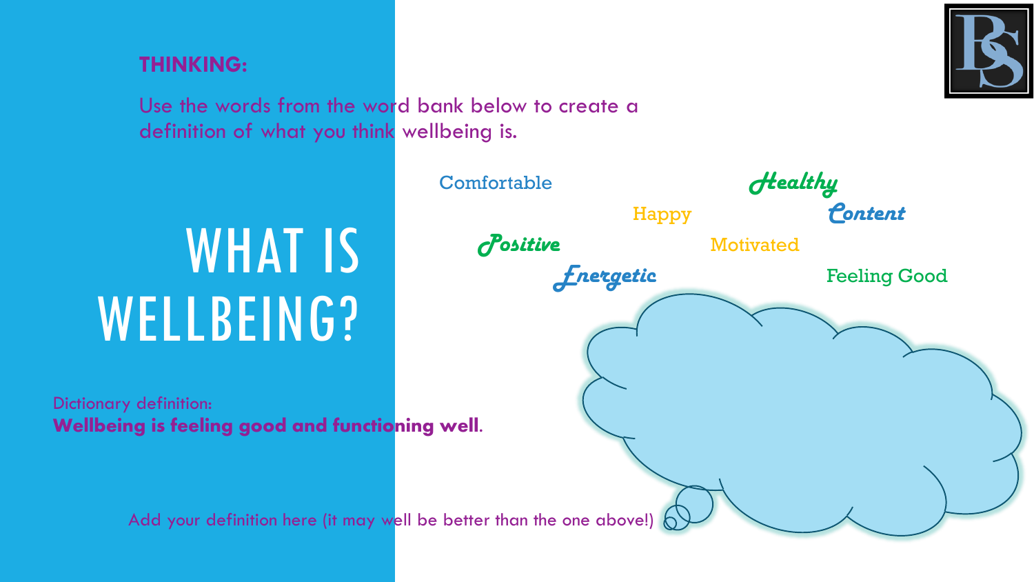# WHAT IS WELLBEING?

**THINKING:**

Use the words from the word bank below to create a definition of what you think wellbeing is.

Comfortable

Healthy

Happy

Content

Positive

Motivated

Energetic

Feeling Good

Dictionary definition:
**Wellbeing is feeling good and functioning well**.

Add your definition here (it may well be better than the one above!)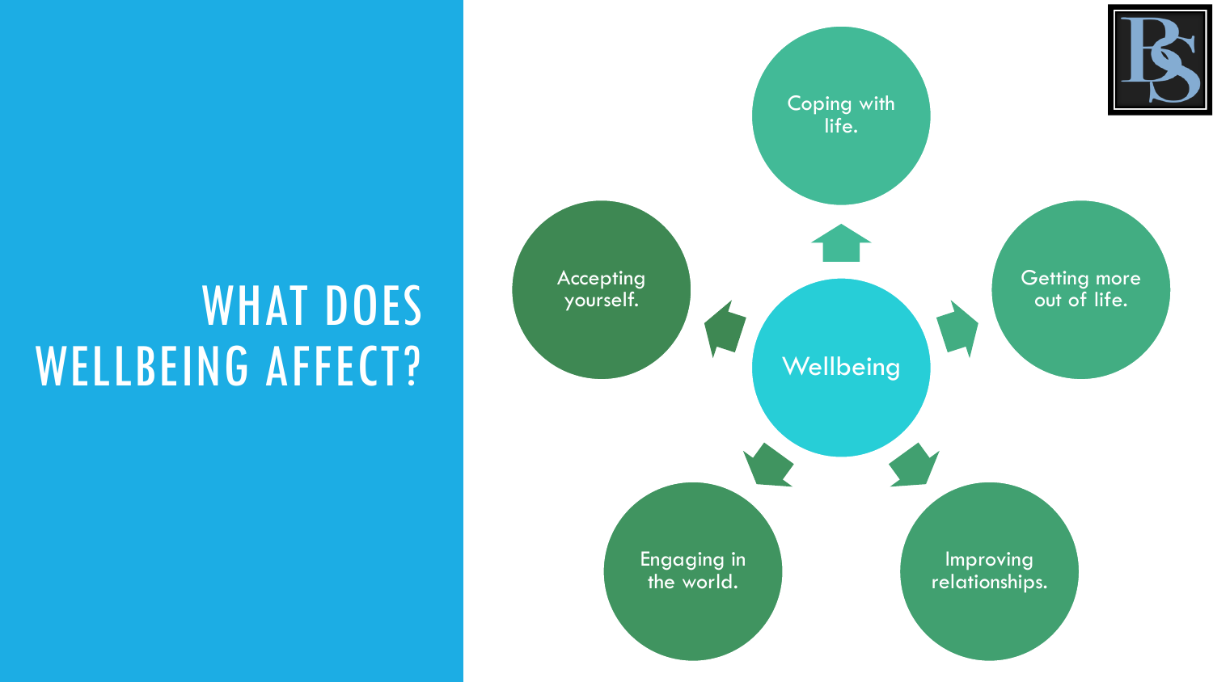# WHAT DOES WELLBEING AFFECT?

Wellbeing

- Coping with life.
- Getting more out of life.
- Improving relationships.
- Engaging in the world.
- Accepting yourself.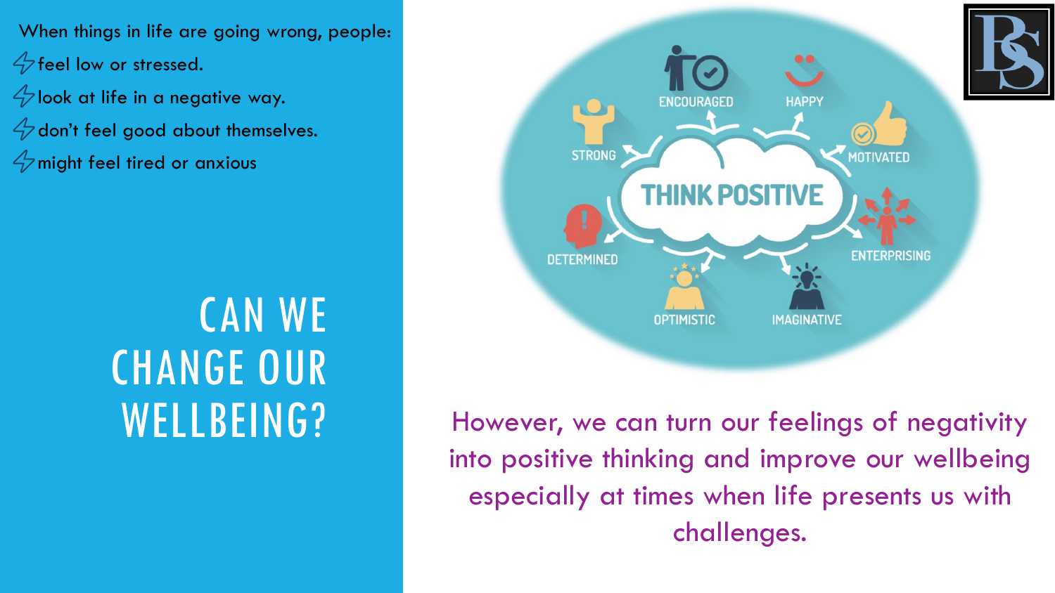When things in life are going wrong, people:

- feel low or stressed.
- look at life in a negative way.
- don't feel good about themselves.
- might feel tired or anxious

# CAN WE CHANGE OUR WELLBEING?

THINK POSITIVE

ENCOURAGED

HAPPY

MOTIVATED

ENTERPRISING

IMAGINATIVE

OPTIMISTIC

DETERMINED

STRONG

However, we can turn our feelings of negativity into positive thinking and improve our wellbeing especially at times when life presents us with challenges.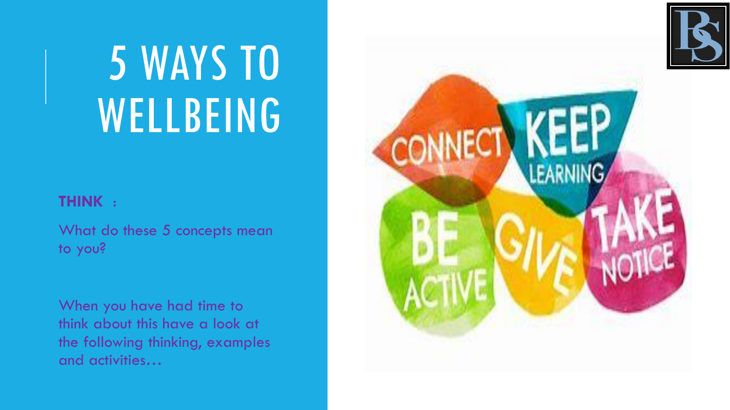# 5 WAYS TO WELLBEING

**THINK :**

What do these 5 concepts mean to you?

When you have had time to think about this have a look at the following thinking, examples and activities…

CONNECT

KEEP LEARNING

BE ACTIVE

GIVE

TAKE NOTICE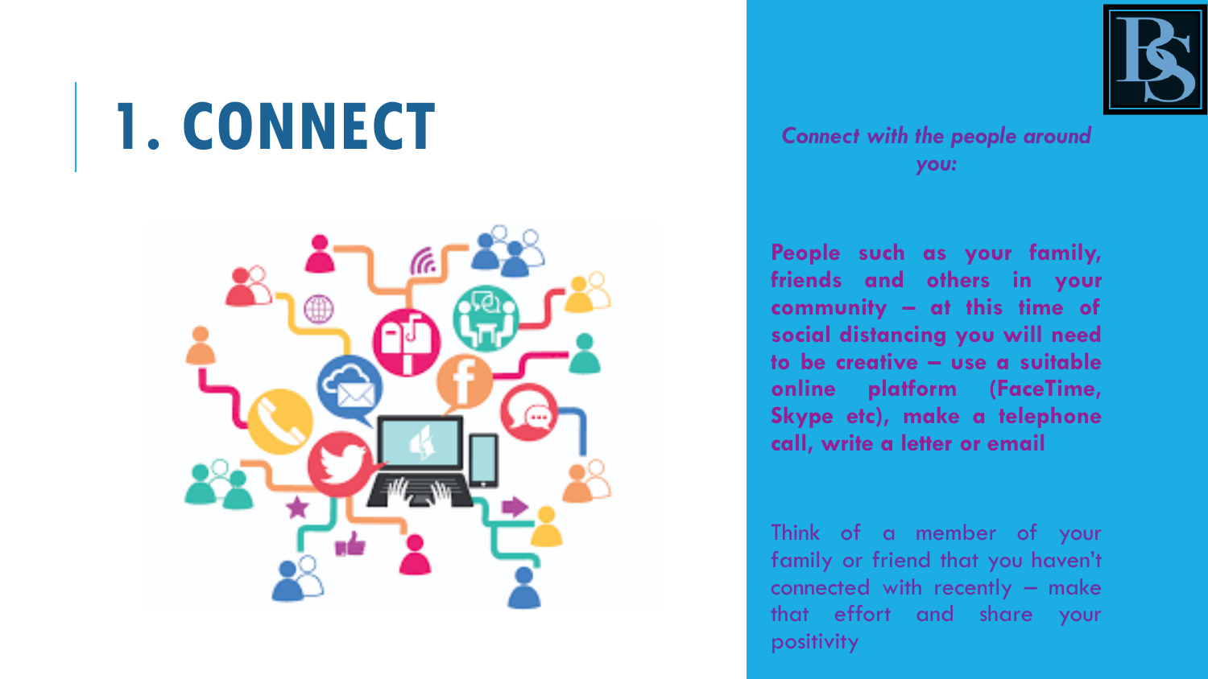# 1. CONNECT

*Connect with the people around you:*

**People such as your family, friends and others in your community – at this time of social distancing you will need to be creative – use a suitable online platform (FaceTime, Skype etc), make a telephone call, write a letter or email**

Think of a member of your family or friend that you haven't connected with recently – make that effort and share your positivity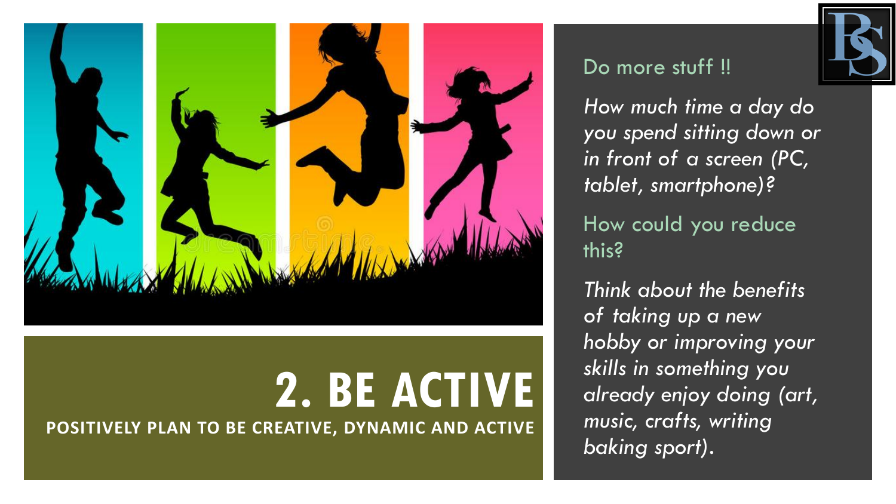# 2. BE ACTIVE

**POSITIVELY PLAN TO BE CREATIVE, DYNAMIC AND ACTIVE**

Do more stuff !!

*How much time a day do you spend sitting down or in front of a screen (PC, tablet, smartphone)?*

How could you reduce this?

*Think about the benefits of taking up a new hobby or improving your skills in something you already enjoy doing (art, music, crafts, writing baking sport).*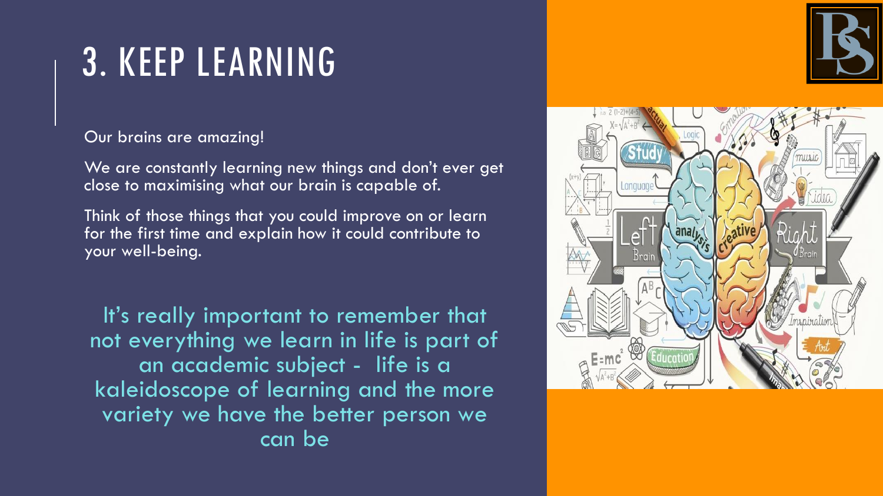# 3. KEEP LEARNING

Our brains are amazing!

We are constantly learning new things and don't ever get close to maximising what our brain is capable of.

Think of those things that you could improve on or learn for the first time and explain how it could contribute to your well-being.

It's really important to remember that not everything we learn in life is part of an academic subject - life is a kaleidoscope of learning and the more variety we have the better person we can be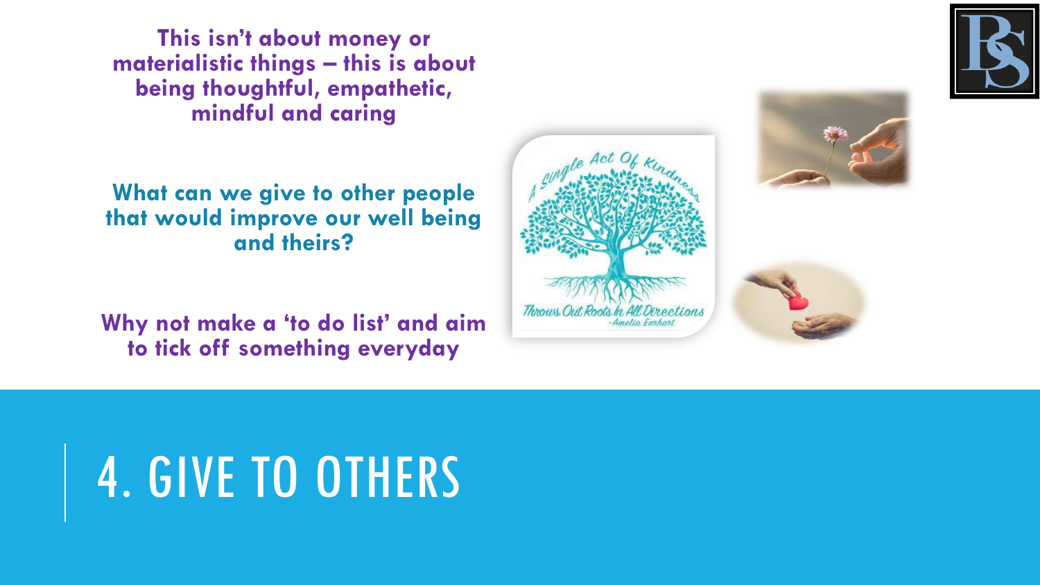# 4. GIVE TO OTHERS

**This isn't about money or materialistic things – this is about being thoughtful, empathetic, mindful and caring**

**What can we give to other people that would improve our well being and theirs?**

**Why not make a 'to do list' and aim to tick off something everyday**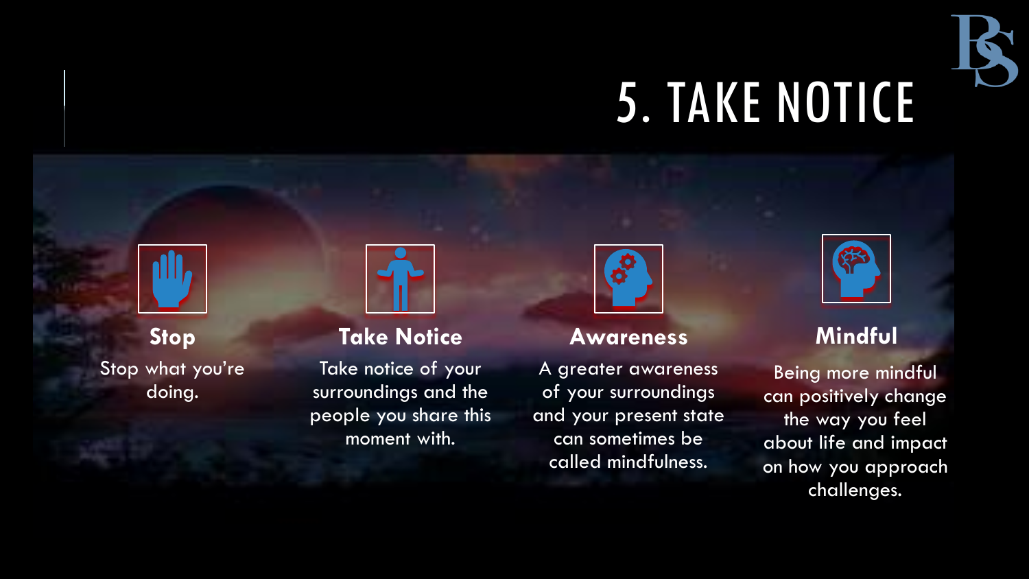# 5. TAKE NOTICE

### Stop

Stop what you're doing.

### Take Notice

Take notice of your surroundings and the people you share this moment with.

### Awareness

A greater awareness of your surroundings and your present state can sometimes be called mindfulness.

### Mindful

Being more mindful can positively change the way you feel about life and impact on how you approach challenges.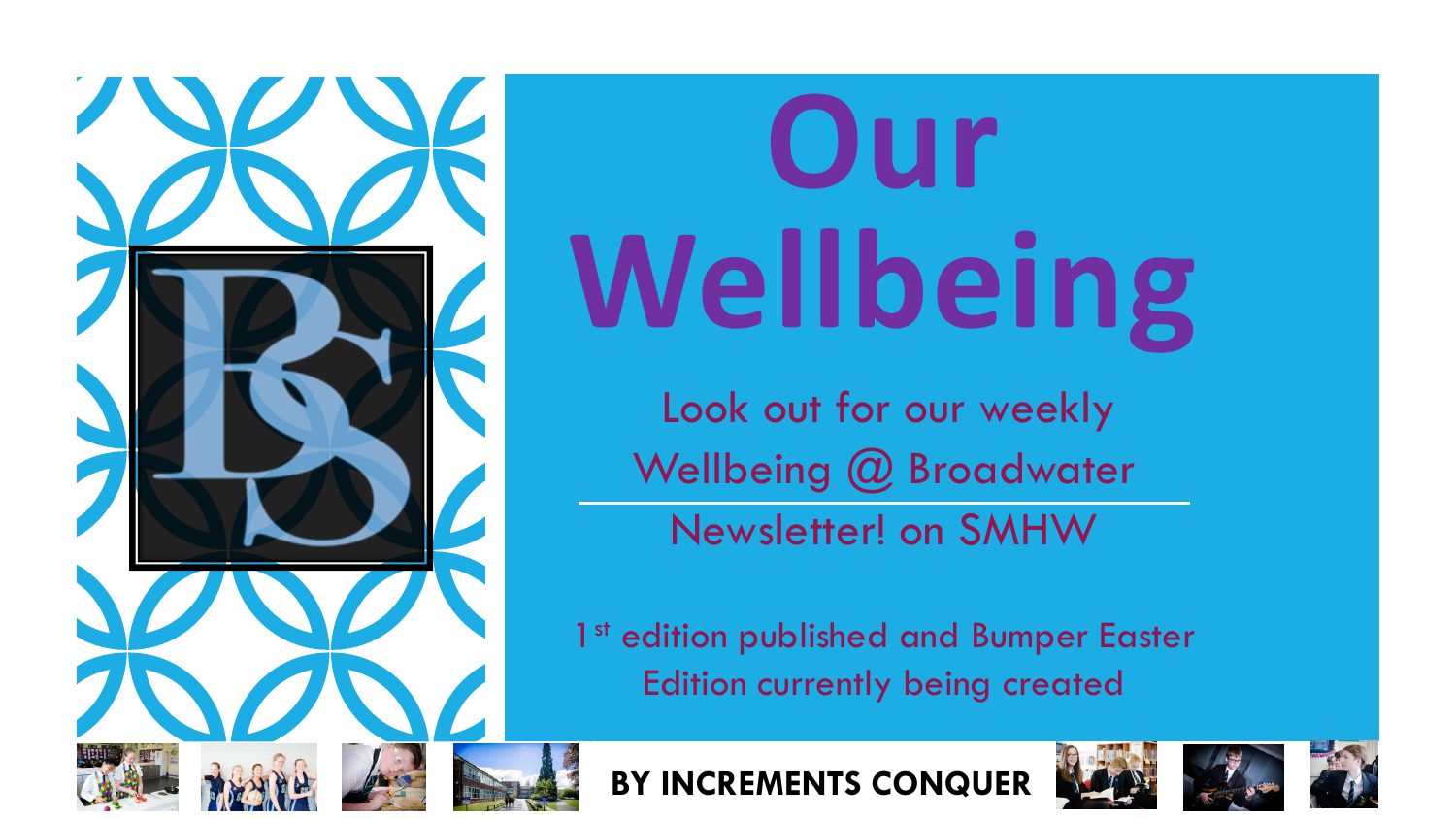# Our Wellbeing

Look out for our weekly Wellbeing @ Broadwater Newsletter! on SMHW

1st edition published and Bumper Easter Edition currently being created

**BY INCREMENTS CONQUER**